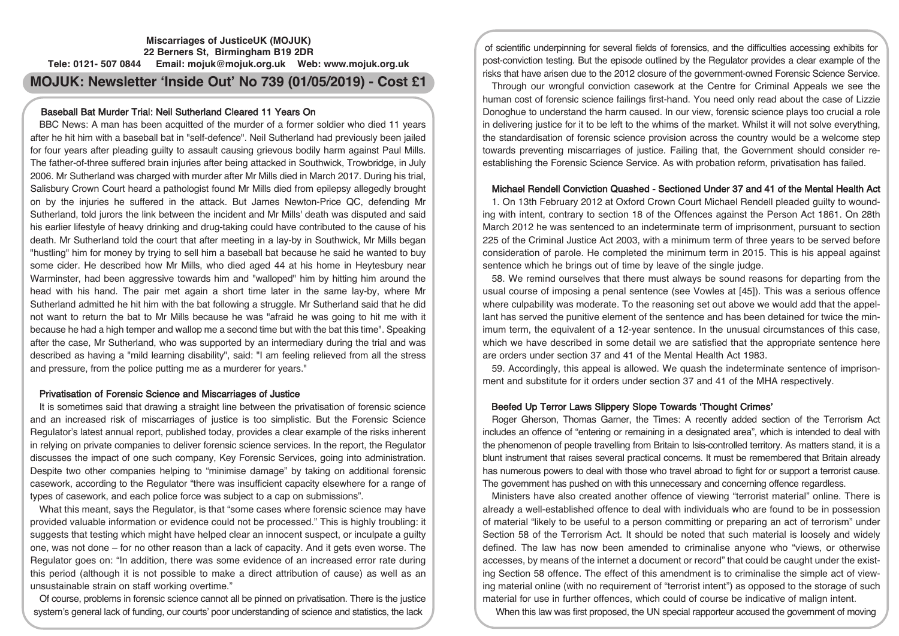**Miscarriages of JusticeUK (MOJUK)**
**22 Berners St, Birmingham B19 2DR**
**Tele: 0121- 507 0844 Email: mojuk@mojuk.org.uk Web: www.mojuk.org.uk**

# MOJUK: Newsletter 'Inside Out' No 739 (01/05/2019) - Cost £1

## Baseball Bat Murder Trial: Neil Sutherland Cleared 11 Years On

BBC News: A man has been acquitted of the murder of a former soldier who died 11 years after he hit him with a baseball bat in "self-defence". Neil Sutherland had previously been jailed for four years after pleading guilty to assault causing grievous bodily harm against Paul Mills. The father-of-three suffered brain injuries after being attacked in Southwick, Trowbridge, in July 2006. Mr Sutherland was charged with murder after Mr Mills died in March 2017. During his trial, Salisbury Crown Court heard a pathologist found Mr Mills died from epilepsy allegedly brought on by the injuries he suffered in the attack. But James Newton-Price QC, defending Mr Sutherland, told jurors the link between the incident and Mr Mills' death was disputed and said his earlier lifestyle of heavy drinking and drug-taking could have contributed to the cause of his death. Mr Sutherland told the court that after meeting in a lay-by in Southwick, Mr Mills began "hustling" him for money by trying to sell him a baseball bat because he said he wanted to buy some cider. He described how Mr Mills, who died aged 44 at his home in Heytesbury near Warminster, had been aggressive towards him and "walloped" him by hitting him around the head with his hand. The pair met again a short time later in the same lay-by, where Mr Sutherland admitted he hit him with the bat following a struggle. Mr Sutherland said that he did not want to return the bat to Mr Mills because he was "afraid he was going to hit me with it because he had a high temper and wallop me a second time but with the bat this time". Speaking after the case, Mr Sutherland, who was supported by an intermediary during the trial and was described as having a "mild learning disability", said: "I am feeling relieved from all the stress and pressure, from the police putting me as a murderer for years."

## Privatisation of Forensic Science and Miscarriages of Justice

It is sometimes said that drawing a straight line between the privatisation of forensic science and an increased risk of miscarriages of justice is too simplistic. But the Forensic Science Regulator's latest annual report, published today, provides a clear example of the risks inherent in relying on private companies to deliver forensic science services. In the report, the Regulator discusses the impact of one such company, Key Forensic Services, going into administration. Despite two other companies helping to "minimise damage" by taking on additional forensic casework, according to the Regulator "there was insufficient capacity elsewhere for a range of types of casework, and each police force was subject to a cap on submissions".

What this meant, says the Regulator, is that "some cases where forensic science may have provided valuable information or evidence could not be processed." This is highly troubling: it suggests that testing which might have helped clear an innocent suspect, or inculpate a guilty one, was not done – for no other reason than a lack of capacity. And it gets even worse. The Regulator goes on: "In addition, there was some evidence of an increased error rate during this period (although it is not possible to make a direct attribution of cause) as well as an unsustainable strain on staff working overtime."

Of course, problems in forensic science cannot all be pinned on privatisation. There is the justice system's general lack of funding, our courts' poor understanding of science and statistics, the lack of scientific underpinning for several fields of forensics, and the difficulties accessing exhibits for post-conviction testing. But the episode outlined by the Regulator provides a clear example of the risks that have arisen due to the 2012 closure of the government-owned Forensic Science Service.

Through our wrongful conviction casework at the Centre for Criminal Appeals we see the human cost of forensic science failings first-hand. You need only read about the case of Lizzie Donoghue to understand the harm caused. In our view, forensic science plays too crucial a role in delivering justice for it to be left to the whims of the market. Whilst it will not solve everything, the standardisation of forensic science provision across the country would be a welcome step towards preventing miscarriages of justice. Failing that, the Government should consider re-establishing the Forensic Science Service. As with probation reform, privatisation has failed.

## Michael Rendell Conviction Quashed - Sectioned Under 37 and 41 of the Mental Health Act

1. On 13th February 2012 at Oxford Crown Court Michael Rendell pleaded guilty to wounding with intent, contrary to section 18 of the Offences against the Person Act 1861. On 28th March 2012 he was sentenced to an indeterminate term of imprisonment, pursuant to section 225 of the Criminal Justice Act 2003, with a minimum term of three years to be served before consideration of parole. He completed the minimum term in 2015. This is his appeal against sentence which he brings out of time by leave of the single judge.

58. We remind ourselves that there must always be sound reasons for departing from the usual course of imposing a penal sentence (see Vowles at [45]). This was a serious offence where culpability was moderate. To the reasoning set out above we would add that the appellant has served the punitive element of the sentence and has been detained for twice the minimum term, the equivalent of a 12-year sentence. In the unusual circumstances of this case, which we have described in some detail we are satisfied that the appropriate sentence here are orders under section 37 and 41 of the Mental Health Act 1983.

59. Accordingly, this appeal is allowed. We quash the indeterminate sentence of imprisonment and substitute for it orders under section 37 and 41 of the MHA respectively.

## Beefed Up Terror Laws Slippery Slope Towards 'Thought Crimes'

Roger Gherson, Thomas Garner, the Times: A recently added section of the Terrorism Act includes an offence of "entering or remaining in a designated area", which is intended to deal with the phenomenon of people travelling from Britain to Isis-controlled territory. As matters stand, it is a blunt instrument that raises several practical concerns. It must be remembered that Britain already has numerous powers to deal with those who travel abroad to fight for or support a terrorist cause. The government has pushed on with this unnecessary and concerning offence regardless.

Ministers have also created another offence of viewing "terrorist material" online. There is already a well-established offence to deal with individuals who are found to be in possession of material "likely to be useful to a person committing or preparing an act of terrorism" under Section 58 of the Terrorism Act. It should be noted that such material is loosely and widely defined. The law has now been amended to criminalise anyone who "views, or otherwise accesses, by means of the internet a document or record" that could be caught under the existing Section 58 offence. The effect of this amendment is to criminalise the simple act of viewing material online (with no requirement of "terrorist intent") as opposed to the storage of such material for use in further offences, which could of course be indicative of malign intent.

When this law was first proposed, the UN special rapporteur accused the government of moving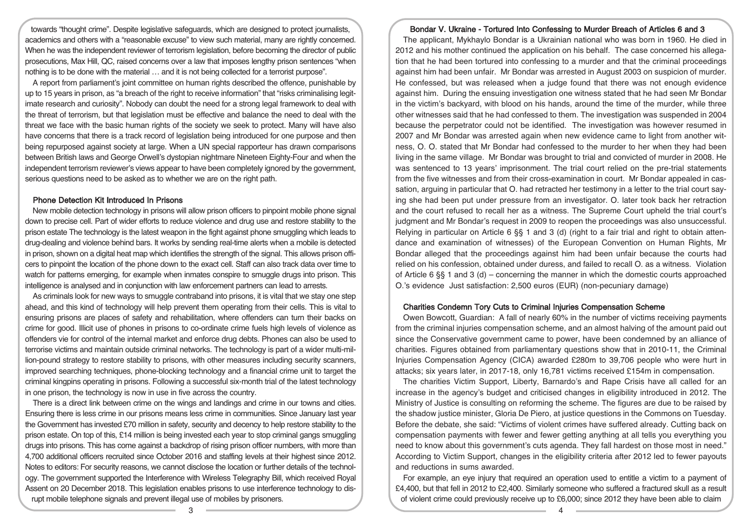towards "thought crime". Despite legislative safeguards, which are designed to protect journalists, academics and others with a "reasonable excuse" to view such material, many are rightly concerned. When he was the independent reviewer of terrorism legislation, before becoming the director of public prosecutions, Max Hill, QC, raised concerns over a law that imposes lengthy prison sentences "when nothing is to be done with the material … and it is not being collected for a terrorist purpose".

A report from parliament's joint committee on human rights described the offence, punishable by up to 15 years in prison, as "a breach of the right to receive information" that "risks criminalising legitimate research and curiosity". Nobody can doubt the need for a strong legal framework to deal with the threat of terrorism, but that legislation must be effective and balance the need to deal with the threat we face with the basic human rights of the society we seek to protect. Many will have also have concerns that there is a track record of legislation being introduced for one purpose and then being repurposed against society at large. When a UN special rapporteur has drawn comparisons between British laws and George Orwell's dystopian nightmare Nineteen Eighty-Four and when the independent terrorism reviewer's views appear to have been completely ignored by the government, serious questions need to be asked as to whether we are on the right path.

## Phone Detection Kit Introduced In Prisons

New mobile detection technology in prisons will allow prison officers to pinpoint mobile phone signal down to precise cell. Part of wider efforts to reduce violence and drug use and restore stability to the prison estate The technology is the latest weapon in the fight against phone smuggling which leads to drug-dealing and violence behind bars. It works by sending real-time alerts when a mobile is detected in prison, shown on a digital heat map which identifies the strength of the signal. This allows prison officers to pinpoint the location of the phone down to the exact cell. Staff can also track data over time to watch for patterns emerging, for example when inmates conspire to smuggle drugs into prison. This intelligence is analysed and in conjunction with law enforcement partners can lead to arrests.

As criminals look for new ways to smuggle contraband into prisons, it is vital that we stay one step ahead, and this kind of technology will help prevent them operating from their cells. This is vital to ensuring prisons are places of safety and rehabilitation, where offenders can turn their backs on crime for good. Illicit use of phones in prisons to co-ordinate crime fuels high levels of violence as offenders vie for control of the internal market and enforce drug debts. Phones can also be used to terrorise victims and maintain outside criminal networks. The technology is part of a wider multi-million-pound strategy to restore stability to prisons, with other measures including security scanners, improved searching techniques, phone-blocking technology and a financial crime unit to target the criminal kingpins operating in prisons. Following a successful six-month trial of the latest technology in one prison, the technology is now in use in five across the country.

There is a direct link between crime on the wings and landings and crime in our towns and cities. Ensuring there is less crime in our prisons means less crime in communities. Since January last year the Government has invested £70 million in safety, security and decency to help restore stability to the prison estate. On top of this, £14 million is being invested each year to stop criminal gangs smuggling drugs into prisons. This has come against a backdrop of rising prison officer numbers, with more than 4,700 additional officers recruited since October 2016 and staffing levels at their highest since 2012. Notes to editors: For security reasons, we cannot disclose the location or further details of the technology. The government supported the Interference with Wireless Telegraphy Bill, which received Royal Assent on 20 December 2018. This legislation enables prisons to use interference technology to disrupt mobile telephone signals and prevent illegal use of mobiles by prisoners.

## Bondar V. Ukraine - Tortured Into Confessing to Murder Breach of Articles 6 and 3

The applicant, Mykhaylo Bondar is a Ukrainian national who was born in 1960. He died in 2012 and his mother continued the application on his behalf. The case concerned his allegation that he had been tortured into confessing to a murder and that the criminal proceedings against him had been unfair. Mr Bondar was arrested in August 2003 on suspicion of murder. He confessed, but was released when a judge found that there was not enough evidence against him. During the ensuing investigation one witness stated that he had seen Mr Bondar in the victim's backyard, with blood on his hands, around the time of the murder, while three other witnesses said that he had confessed to them. The investigation was suspended in 2004 because the perpetrator could not be identified. The investigation was however resumed in 2007 and Mr Bondar was arrested again when new evidence came to light from another witness, O. O. stated that Mr Bondar had confessed to the murder to her when they had been living in the same village. Mr Bondar was brought to trial and convicted of murder in 2008. He was sentenced to 13 years' imprisonment. The trial court relied on the pre-trial statements from the five witnesses and from their cross-examination in court. Mr Bondar appealed in cassation, arguing in particular that O. had retracted her testimony in a letter to the trial court saying she had been put under pressure from an investigator. O. later took back her retraction and the court refused to recall her as a witness. The Supreme Court upheld the trial court's judgment and Mr Bondar's request in 2009 to reopen the proceedings was also unsuccessful. Relying in particular on Article 6 §§ 1 and 3 (d) (right to a fair trial and right to obtain attendance and examination of witnesses) of the European Convention on Human Rights, Mr Bondar alleged that the proceedings against him had been unfair because the courts had relied on his confession, obtained under duress, and failed to recall O. as a witness. Violation of Article 6 §§ 1 and 3 (d) – concerning the manner in which the domestic courts approached O.'s evidence Just satisfaction: 2,500 euros (EUR) (non-pecuniary damage)

## Charities Condemn Tory Cuts to Criminal Injuries Compensation Scheme

Owen Bowcott, Guardian: A fall of nearly 60% in the number of victims receiving payments from the criminal injuries compensation scheme, and an almost halving of the amount paid out since the Conservative government came to power, have been condemned by an alliance of charities. Figures obtained from parliamentary questions show that in 2010-11, the Criminal Injuries Compensation Agency (CICA) awarded £280m to 39,706 people who were hurt in attacks; six years later, in 2017-18, only 16,781 victims received £154m in compensation.

The charities Victim Support, Liberty, Barnardo's and Rape Crisis have all called for an increase in the agency's budget and criticised changes in eligibility introduced in 2012. The Ministry of Justice is consulting on reforming the scheme. The figures are due to be raised by the shadow justice minister, Gloria De Piero, at justice questions in the Commons on Tuesday. Before the debate, she said: "Victims of violent crimes have suffered already. Cutting back on compensation payments with fewer and fewer getting anything at all tells you everything you need to know about this government's cuts agenda. They fall hardest on those most in need." According to Victim Support, changes in the eligibility criteria after 2012 led to fewer payouts and reductions in sums awarded.

For example, an eye injury that required an operation used to entitle a victim to a payment of £4,400, but that fell in 2012 to £2,400. Similarly someone who suffered a fractured skull as a result of violent crime could previously receive up to £6,000; since 2012 they have been able to claim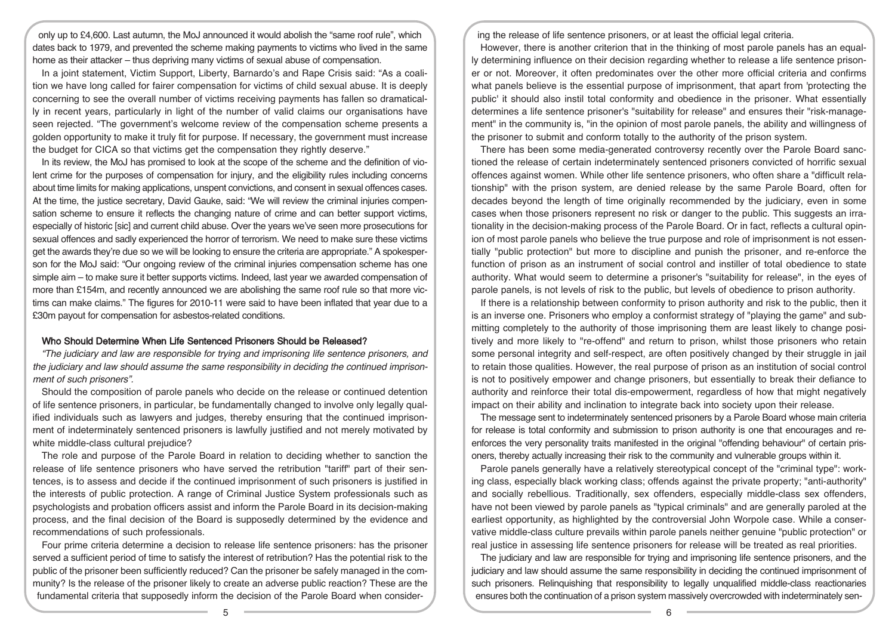only up to £4,600. Last autumn, the MoJ announced it would abolish the "same roof rule", which dates back to 1979, and prevented the scheme making payments to victims who lived in the same home as their attacker – thus depriving many victims of sexual abuse of compensation.

In a joint statement, Victim Support, Liberty, Barnardo's and Rape Crisis said: "As a coalition we have long called for fairer compensation for victims of child sexual abuse. It is deeply concerning to see the overall number of victims receiving payments has fallen so dramatically in recent years, particularly in light of the number of valid claims our organisations have seen rejected. "The government's welcome review of the compensation scheme presents a golden opportunity to make it truly fit for purpose. If necessary, the government must increase the budget for CICA so that victims get the compensation they rightly deserve."

In its review, the MoJ has promised to look at the scope of the scheme and the definition of violent crime for the purposes of compensation for injury, and the eligibility rules including concerns about time limits for making applications, unspent convictions, and consent in sexual offences cases. At the time, the justice secretary, David Gauke, said: "We will review the criminal injuries compensation scheme to ensure it reflects the changing nature of crime and can better support victims, especially of historic [sic] and current child abuse. Over the years we've seen more prosecutions for sexual offences and sadly experienced the horror of terrorism. We need to make sure these victims get the awards they're due so we will be looking to ensure the criteria are appropriate." A spokesperson for the MoJ said: "Our ongoing review of the criminal injuries compensation scheme has one simple aim – to make sure it better supports victims. Indeed, last year we awarded compensation of more than £154m, and recently announced we are abolishing the same roof rule so that more victims can make claims." The figures for 2010-11 were said to have been inflated that year due to a £30m payout for compensation for asbestos-related conditions.

## Who Should Determine When Life Sentenced Prisoners Should be Released?

*"The judiciary and law are responsible for trying and imprisoning life sentence prisoners, and the judiciary and law should assume the same responsibility in deciding the continued imprisonment of such prisoners".*

Should the composition of parole panels who decide on the release or continued detention of life sentence prisoners, in particular, be fundamentally changed to involve only legally qualified individuals such as lawyers and judges, thereby ensuring that the continued imprisonment of indeterminately sentenced prisoners is lawfully justified and not merely motivated by white middle-class cultural prejudice?

The role and purpose of the Parole Board in relation to deciding whether to sanction the release of life sentence prisoners who have served the retribution "tariff" part of their sentences, is to assess and decide if the continued imprisonment of such prisoners is justified in the interests of public protection. A range of Criminal Justice System professionals such as psychologists and probation officers assist and inform the Parole Board in its decision-making process, and the final decision of the Board is supposedly determined by the evidence and recommendations of such professionals.

Four prime criteria determine a decision to release life sentence prisoners: has the prisoner served a sufficient period of time to satisfy the interest of retribution? Has the potential risk to the public of the prisoner been sufficiently reduced? Can the prisoner be safely managed in the community? Is the release of the prisoner likely to create an adverse public reaction? These are the fundamental criteria that supposedly inform the decision of the Parole Board when considering the release of life sentence prisoners, or at least the official legal criteria.

However, there is another criterion that in the thinking of most parole panels has an equally determining influence on their decision regarding whether to release a life sentence prisoner or not. Moreover, it often predominates over the other more official criteria and confirms what panels believe is the essential purpose of imprisonment, that apart from 'protecting the public' it should also instil total conformity and obedience in the prisoner. What essentially determines a life sentence prisoner's "suitability for release" and ensures their "risk-management" in the community is, "in the opinion of most parole panels, the ability and willingness of the prisoner to submit and conform totally to the authority of the prison system.

There has been some media-generated controversy recently over the Parole Board sanctioned the release of certain indeterminately sentenced prisoners convicted of horrific sexual offences against women. While other life sentence prisoners, who often share a "difficult relationship" with the prison system, are denied release by the same Parole Board, often for decades beyond the length of time originally recommended by the judiciary, even in some cases when those prisoners represent no risk or danger to the public. This suggests an irrationality in the decision-making process of the Parole Board. Or in fact, reflects a cultural opinion of most parole panels who believe the true purpose and role of imprisonment is not essentially "public protection" but more to discipline and punish the prisoner, and re-enforce the function of prison as an instrument of social control and instiller of total obedience to state authority. What would seem to determine a prisoner's "suitability for release", in the eyes of parole panels, is not levels of risk to the public, but levels of obedience to prison authority.

If there is a relationship between conformity to prison authority and risk to the public, then it is an inverse one. Prisoners who employ a conformist strategy of "playing the game" and submitting completely to the authority of those imprisoning them are least likely to change positively and more likely to "re-offend" and return to prison, whilst those prisoners who retain some personal integrity and self-respect, are often positively changed by their struggle in jail to retain those qualities. However, the real purpose of prison as an institution of social control is not to positively empower and change prisoners, but essentially to break their defiance to authority and reinforce their total dis-empowerment, regardless of how that might negatively impact on their ability and inclination to integrate back into society upon their release.

The message sent to indeterminately sentenced prisoners by a Parole Board whose main criteria for release is total conformity and submission to prison authority is one that encourages and re-enforces the very personality traits manifested in the original "offending behaviour" of certain prisoners, thereby actually increasing their risk to the community and vulnerable groups within it.

Parole panels generally have a relatively stereotypical concept of the "criminal type": working class, especially black working class; offends against the private property; "anti-authority" and socially rebellious. Traditionally, sex offenders, especially middle-class sex offenders, have not been viewed by parole panels as "typical criminals" and are generally paroled at the earliest opportunity, as highlighted by the controversial John Worpole case. While a conservative middle-class culture prevails within parole panels neither genuine "public protection" or real justice in assessing life sentence prisoners for release will be treated as real priorities.

The judiciary and law are responsible for trying and imprisoning life sentence prisoners, and the judiciary and law should assume the same responsibility in deciding the continued imprisonment of such prisoners. Relinquishing that responsibility to legally unqualified middle-class reactionaries ensures both the continuation of a prison system massively overcrowded with indeterminately sen-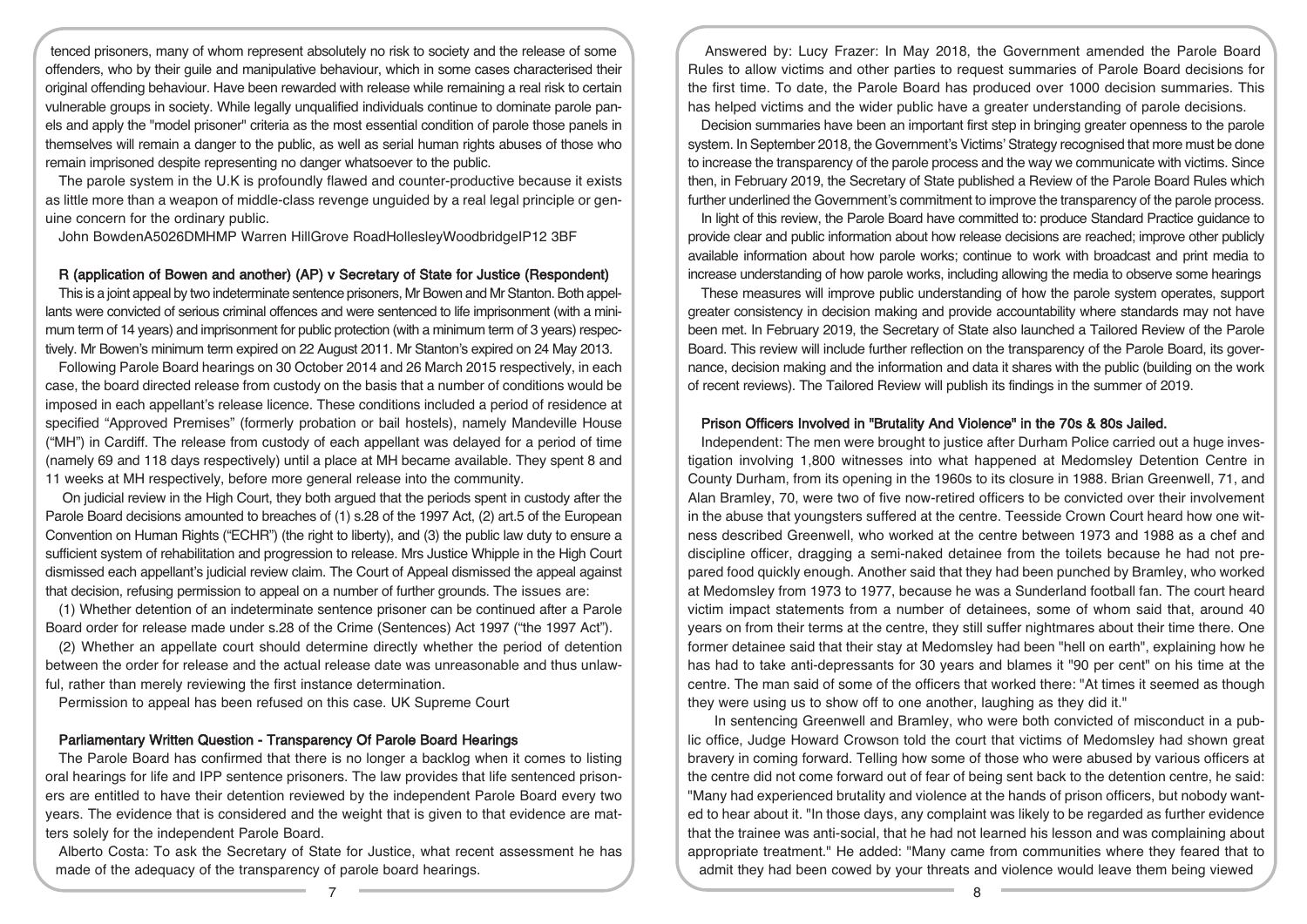tenced prisoners, many of whom represent absolutely no risk to society and the release of some offenders, who by their guile and manipulative behaviour, which in some cases characterised their original offending behaviour. Have been rewarded with release while remaining a real risk to certain vulnerable groups in society. While legally unqualified individuals continue to dominate parole panels and apply the "model prisoner" criteria as the most essential condition of parole those panels in themselves will remain a danger to the public, as well as serial human rights abuses of those who remain imprisoned despite representing no danger whatsoever to the public.

The parole system in the U.K is profoundly flawed and counter-productive because it exists as little more than a weapon of middle-class revenge unguided by a real legal principle or genuine concern for the ordinary public.

John BowdenA5026DMHMP Warren HillGrove RoadHollesleyWoodbridgeIP12 3BF

## R (application of Bowen and another) (AP) v Secretary of State for Justice (Respondent)

This is a joint appeal by two indeterminate sentence prisoners, Mr Bowen and Mr Stanton. Both appellants were convicted of serious criminal offences and were sentenced to life imprisonment (with a minimum term of 14 years) and imprisonment for public protection (with a minimum term of 3 years) respectively. Mr Bowen's minimum term expired on 22 August 2011. Mr Stanton's expired on 24 May 2013.

Following Parole Board hearings on 30 October 2014 and 26 March 2015 respectively, in each case, the board directed release from custody on the basis that a number of conditions would be imposed in each appellant's release licence. These conditions included a period of residence at specified "Approved Premises" (formerly probation or bail hostels), namely Mandeville House ("MH") in Cardiff. The release from custody of each appellant was delayed for a period of time (namely 69 and 118 days respectively) until a place at MH became available. They spent 8 and 11 weeks at MH respectively, before more general release into the community.

On judicial review in the High Court, they both argued that the periods spent in custody after the Parole Board decisions amounted to breaches of (1) s.28 of the 1997 Act, (2) art.5 of the European Convention on Human Rights ("ECHR") (the right to liberty), and (3) the public law duty to ensure a sufficient system of rehabilitation and progression to release. Mrs Justice Whipple in the High Court dismissed each appellant's judicial review claim. The Court of Appeal dismissed the appeal against that decision, refusing permission to appeal on a number of further grounds. The issues are:

(1) Whether detention of an indeterminate sentence prisoner can be continued after a Parole Board order for release made under s.28 of the Crime (Sentences) Act 1997 ("the 1997 Act").

(2) Whether an appellate court should determine directly whether the period of detention between the order for release and the actual release date was unreasonable and thus unlawful, rather than merely reviewing the first instance determination.

Permission to appeal has been refused on this case. UK Supreme Court

## Parliamentary Written Question - Transparency Of Parole Board Hearings

The Parole Board has confirmed that there is no longer a backlog when it comes to listing oral hearings for life and IPP sentence prisoners. The law provides that life sentenced prisoners are entitled to have their detention reviewed by the independent Parole Board every two years. The evidence that is considered and the weight that is given to that evidence are matters solely for the independent Parole Board.

Alberto Costa: To ask the Secretary of State for Justice, what recent assessment he has made of the adequacy of the transparency of parole board hearings.

Answered by: Lucy Frazer: In May 2018, the Government amended the Parole Board Rules to allow victims and other parties to request summaries of Parole Board decisions for the first time. To date, the Parole Board has produced over 1000 decision summaries. This has helped victims and the wider public have a greater understanding of parole decisions.

Decision summaries have been an important first step in bringing greater openness to the parole system. In September 2018, the Government's Victims' Strategy recognised that more must be done to increase the transparency of the parole process and the way we communicate with victims. Since then, in February 2019, the Secretary of State published a Review of the Parole Board Rules which further underlined the Government's commitment to improve the transparency of the parole process.

In light of this review, the Parole Board have committed to: produce Standard Practice guidance to provide clear and public information about how release decisions are reached; improve other publicly available information about how parole works; continue to work with broadcast and print media to increase understanding of how parole works, including allowing the media to observe some hearings

These measures will improve public understanding of how the parole system operates, support greater consistency in decision making and provide accountability where standards may not have been met. In February 2019, the Secretary of State also launched a Tailored Review of the Parole Board. This review will include further reflection on the transparency of the Parole Board, its governance, decision making and the information and data it shares with the public (building on the work of recent reviews). The Tailored Review will publish its findings in the summer of 2019.

## Prison Officers Involved in "Brutality And Violence" in the 70s & 80s Jailed.

Independent: The men were brought to justice after Durham Police carried out a huge investigation involving 1,800 witnesses into what happened at Medomsley Detention Centre in County Durham, from its opening in the 1960s to its closure in 1988. Brian Greenwell, 71, and Alan Bramley, 70, were two of five now-retired officers to be convicted over their involvement in the abuse that youngsters suffered at the centre. Teesside Crown Court heard how one witness described Greenwell, who worked at the centre between 1973 and 1988 as a chef and discipline officer, dragging a semi-naked detainee from the toilets because he had not prepared food quickly enough. Another said that they had been punched by Bramley, who worked at Medomsley from 1973 to 1977, because he was a Sunderland football fan. The court heard victim impact statements from a number of detainees, some of whom said that, around 40 years on from their terms at the centre, they still suffer nightmares about their time there. One former detainee said that their stay at Medomsley had been "hell on earth", explaining how he has had to take anti-depressants for 30 years and blames it "90 per cent" on his time at the centre. The man said of some of the officers that worked there: "At times it seemed as though they were using us to show off to one another, laughing as they did it."

In sentencing Greenwell and Bramley, who were both convicted of misconduct in a public office, Judge Howard Crowson told the court that victims of Medomsley had shown great bravery in coming forward. Telling how some of those who were abused by various officers at the centre did not come forward out of fear of being sent back to the detention centre, he said: "Many had experienced brutality and violence at the hands of prison officers, but nobody wanted to hear about it. "In those days, any complaint was likely to be regarded as further evidence that the trainee was anti-social, that he had not learned his lesson and was complaining about appropriate treatment." He added: "Many came from communities where they feared that to admit they had been cowed by your threats and violence would leave them being viewed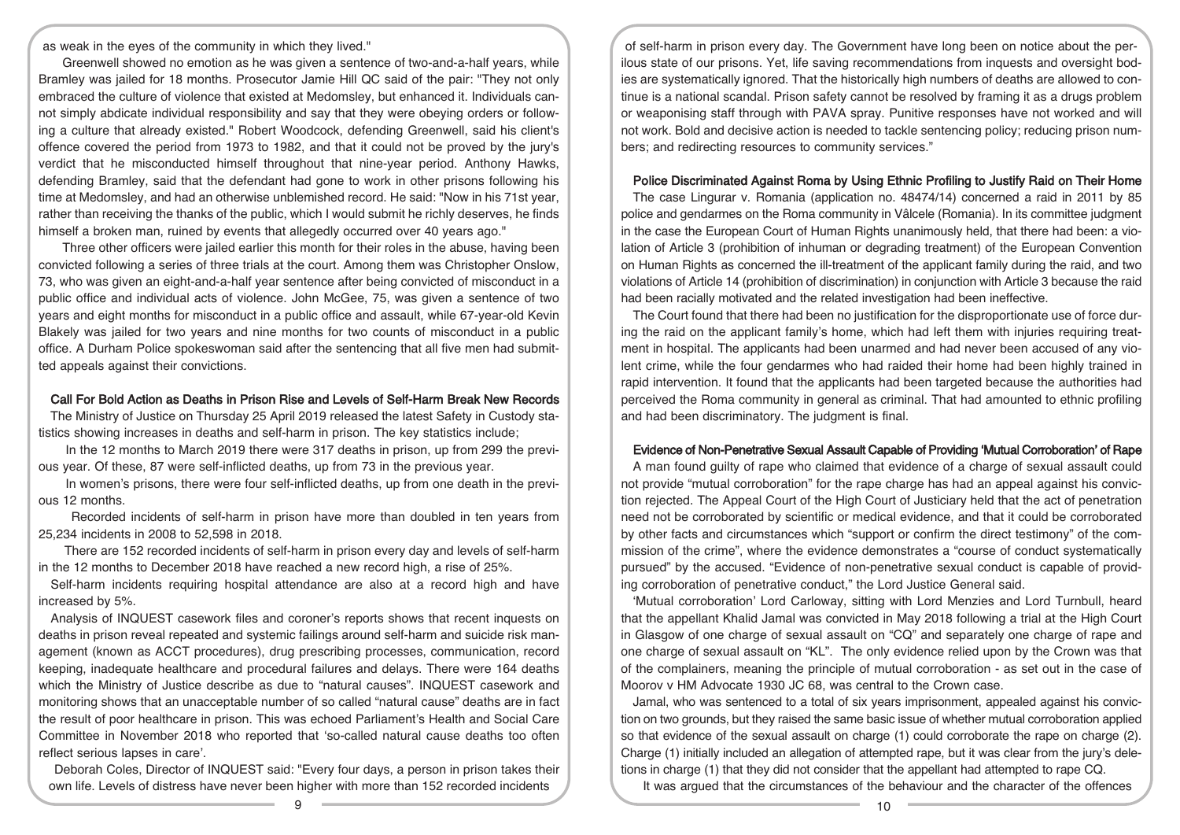as weak in the eyes of the community in which they lived."

Greenwell showed no emotion as he was given a sentence of two-and-a-half years, while Bramley was jailed for 18 months. Prosecutor Jamie Hill QC said of the pair: "They not only embraced the culture of violence that existed at Medomsley, but enhanced it. Individuals cannot simply abdicate individual responsibility and say that they were obeying orders or following a culture that already existed." Robert Woodcock, defending Greenwell, said his client's offence covered the period from 1973 to 1982, and that it could not be proved by the jury's verdict that he misconducted himself throughout that nine-year period. Anthony Hawks, defending Bramley, said that the defendant had gone to work in other prisons following his time at Medomsley, and had an otherwise unblemished record. He said: "Now in his 71st year, rather than receiving the thanks of the public, which I would submit he richly deserves, he finds himself a broken man, ruined by events that allegedly occurred over 40 years ago."

Three other officers were jailed earlier this month for their roles in the abuse, having been convicted following a series of three trials at the court. Among them was Christopher Onslow, 73, who was given an eight-and-a-half year sentence after being convicted of misconduct in a public office and individual acts of violence. John McGee, 75, was given a sentence of two years and eight months for misconduct in a public office and assault, while 67-year-old Kevin Blakely was jailed for two years and nine months for two counts of misconduct in a public office. A Durham Police spokeswoman said after the sentencing that all five men had submitted appeals against their convictions.

## Call For Bold Action as Deaths in Prison Rise and Levels of Self-Harm Break New Records

The Ministry of Justice on Thursday 25 April 2019 released the latest Safety in Custody statistics showing increases in deaths and self-harm in prison. The key statistics include;

In the 12 months to March 2019 there were 317 deaths in prison, up from 299 the previous year. Of these, 87 were self-inflicted deaths, up from 73 in the previous year.

In women's prisons, there were four self-inflicted deaths, up from one death in the previous 12 months.

Recorded incidents of self-harm in prison have more than doubled in ten years from 25,234 incidents in 2008 to 52,598 in 2018.

There are 152 recorded incidents of self-harm in prison every day and levels of self-harm in the 12 months to December 2018 have reached a new record high, a rise of 25%.

Self-harm incidents requiring hospital attendance are also at a record high and have increased by 5%.

Analysis of INQUEST casework files and coroner's reports shows that recent inquests on deaths in prison reveal repeated and systemic failings around self-harm and suicide risk management (known as ACCT procedures), drug prescribing processes, communication, record keeping, inadequate healthcare and procedural failures and delays. There were 164 deaths which the Ministry of Justice describe as due to "natural causes". INQUEST casework and monitoring shows that an unacceptable number of so called "natural cause" deaths are in fact the result of poor healthcare in prison. This was echoed Parliament's Health and Social Care Committee in November 2018 who reported that 'so-called natural cause deaths too often reflect serious lapses in care'.

Deborah Coles, Director of INQUEST said: "Every four days, a person in prison takes their own life. Levels of distress have never been higher with more than 152 recorded incidents of self-harm in prison every day. The Government have long been on notice about the perilous state of our prisons. Yet, life saving recommendations from inquests and oversight bodies are systematically ignored. That the historically high numbers of deaths are allowed to continue is a national scandal. Prison safety cannot be resolved by framing it as a drugs problem or weaponising staff through with PAVA spray. Punitive responses have not worked and will not work. Bold and decisive action is needed to tackle sentencing policy; reducing prison numbers; and redirecting resources to community services."

## Police Discriminated Against Roma by Using Ethnic Profiling to Justify Raid on Their Home

The case Lingurar v. Romania (application no. 48474/14) concerned a raid in 2011 by 85 police and gendarmes on the Roma community in Vâlcele (Romania). In its committee judgment in the case the European Court of Human Rights unanimously held, that there had been: a violation of Article 3 (prohibition of inhuman or degrading treatment) of the European Convention on Human Rights as concerned the ill-treatment of the applicant family during the raid, and two violations of Article 14 (prohibition of discrimination) in conjunction with Article 3 because the raid had been racially motivated and the related investigation had been ineffective.

The Court found that there had been no justification for the disproportionate use of force during the raid on the applicant family's home, which had left them with injuries requiring treatment in hospital. The applicants had been unarmed and had never been accused of any violent crime, while the four gendarmes who had raided their home had been highly trained in rapid intervention. It found that the applicants had been targeted because the authorities had perceived the Roma community in general as criminal. That had amounted to ethnic profiling and had been discriminatory. The judgment is final.

## Evidence of Non-Penetrative Sexual Assault Capable of Providing 'Mutual Corroboration' of Rape

A man found guilty of rape who claimed that evidence of a charge of sexual assault could not provide "mutual corroboration" for the rape charge has had an appeal against his conviction rejected. The Appeal Court of the High Court of Justiciary held that the act of penetration need not be corroborated by scientific or medical evidence, and that it could be corroborated by other facts and circumstances which "support or confirm the direct testimony" of the commission of the crime", where the evidence demonstrates a "course of conduct systematically pursued" by the accused. "Evidence of non-penetrative sexual conduct is capable of providing corroboration of penetrative conduct," the Lord Justice General said.

'Mutual corroboration' Lord Carloway, sitting with Lord Menzies and Lord Turnbull, heard that the appellant Khalid Jamal was convicted in May 2018 following a trial at the High Court in Glasgow of one charge of sexual assault on "CQ" and separately one charge of rape and one charge of sexual assault on "KL". The only evidence relied upon by the Crown was that of the complainers, meaning the principle of mutual corroboration - as set out in the case of Moorov v HM Advocate 1930 JC 68, was central to the Crown case.

Jamal, who was sentenced to a total of six years imprisonment, appealed against his conviction on two grounds, but they raised the same basic issue of whether mutual corroboration applied so that evidence of the sexual assault on charge (1) could corroborate the rape on charge (2). Charge (1) initially included an allegation of attempted rape, but it was clear from the jury's deletions in charge (1) that they did not consider that the appellant had attempted to rape CQ.

It was argued that the circumstances of the behaviour and the character of the offences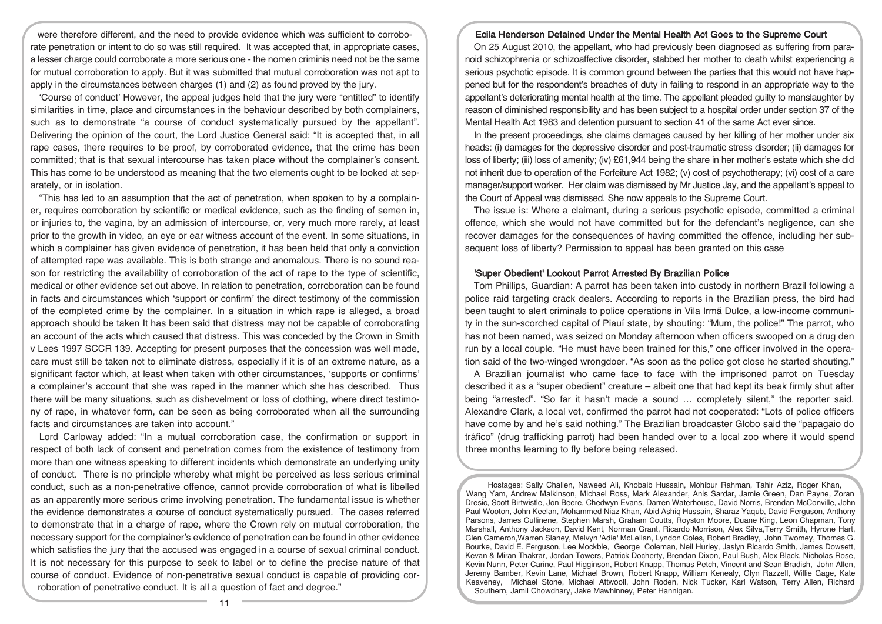were therefore different, and the need to provide evidence which was sufficient to corroborate penetration or intent to do so was still required. It was accepted that, in appropriate cases, a lesser charge could corroborate a more serious one - the nomen criminis need not be the same for mutual corroboration to apply. But it was submitted that mutual corroboration was not apt to apply in the circumstances between charges (1) and (2) as found proved by the jury.

'Course of conduct' However, the appeal judges held that the jury were "entitled" to identify similarities in time, place and circumstances in the behaviour described by both complainers, such as to demonstrate "a course of conduct systematically pursued by the appellant". Delivering the opinion of the court, the Lord Justice General said: "It is accepted that, in all rape cases, there requires to be proof, by corroborated evidence, that the crime has been committed; that is that sexual intercourse has taken place without the complainer's consent. This has come to be understood as meaning that the two elements ought to be looked at separately, or in isolation.

"This has led to an assumption that the act of penetration, when spoken to by a complainer, requires corroboration by scientific or medical evidence, such as the finding of semen in, or injuries to, the vagina, by an admission of intercourse, or, very much more rarely, at least prior to the growth in video, an eye or ear witness account of the event. In some situations, in which a complainer has given evidence of penetration, it has been held that only a conviction of attempted rape was available. This is both strange and anomalous. There is no sound reason for restricting the availability of corroboration of the act of rape to the type of scientific, medical or other evidence set out above. In relation to penetration, corroboration can be found in facts and circumstances which 'support or confirm' the direct testimony of the commission of the completed crime by the complainer. In a situation in which rape is alleged, a broad approach should be taken It has been said that distress may not be capable of corroborating an account of the acts which caused that distress. This was conceded by the Crown in Smith v Lees 1997 SCCR 139. Accepting for present purposes that the concession was well made, care must still be taken not to eliminate distress, especially if it is of an extreme nature, as a significant factor which, at least when taken with other circumstances, 'supports or confirms' a complainer's account that she was raped in the manner which she has described. Thus there will be many situations, such as dishevelment or loss of clothing, where direct testimony of rape, in whatever form, can be seen as being corroborated when all the surrounding facts and circumstances are taken into account."

Lord Carloway added: "In a mutual corroboration case, the confirmation or support in respect of both lack of consent and penetration comes from the existence of testimony from more than one witness speaking to different incidents which demonstrate an underlying unity of conduct. There is no principle whereby what might be perceived as less serious criminal conduct, such as a non-penetrative offence, cannot provide corroboration of what is libelled as an apparently more serious crime involving penetration. The fundamental issue is whether the evidence demonstrates a course of conduct systematically pursued. The cases referred to demonstrate that in a charge of rape, where the Crown rely on mutual corroboration, the necessary support for the complainer's evidence of penetration can be found in other evidence which satisfies the jury that the accused was engaged in a course of sexual criminal conduct. It is not necessary for this purpose to seek to label or to define the precise nature of that course of conduct. Evidence of non-penetrative sexual conduct is capable of providing corroboration of penetrative conduct. It is all a question of fact and degree."

## Ecila Henderson Detained Under the Mental Health Act Goes to the Supreme Court

On 25 August 2010, the appellant, who had previously been diagnosed as suffering from paranoid schizophrenia or schizoaffective disorder, stabbed her mother to death whilst experiencing a serious psychotic episode. It is common ground between the parties that this would not have happened but for the respondent's breaches of duty in failing to respond in an appropriate way to the appellant's deteriorating mental health at the time. The appellant pleaded guilty to manslaughter by reason of diminished responsibility and has been subject to a hospital order under section 37 of the Mental Health Act 1983 and detention pursuant to section 41 of the same Act ever since.

In the present proceedings, she claims damages caused by her killing of her mother under six heads: (i) damages for the depressive disorder and post-traumatic stress disorder; (ii) damages for loss of liberty; (iii) loss of amenity; (iv) £61,944 being the share in her mother's estate which she did not inherit due to operation of the Forfeiture Act 1982; (v) cost of psychotherapy; (vi) cost of a care manager/support worker. Her claim was dismissed by Mr Justice Jay, and the appellant's appeal to the Court of Appeal was dismissed. She now appeals to the Supreme Court.

The issue is: Where a claimant, during a serious psychotic episode, committed a criminal offence, which she would not have committed but for the defendant's negligence, can she recover damages for the consequences of having committed the offence, including her subsequent loss of liberty? Permission to appeal has been granted on this case

## 'Super Obedient' Lookout Parrot Arrested By Brazilian Police

Tom Phillips, Guardian: A parrot has been taken into custody in northern Brazil following a police raid targeting crack dealers. According to reports in the Brazilian press, the bird had been taught to alert criminals to police operations in Vila Irmã Dulce, a low-income community in the sun-scorched capital of Piauí state, by shouting: "Mum, the police!" The parrot, who has not been named, was seized on Monday afternoon when officers swooped on a drug den run by a local couple. "He must have been trained for this," one officer involved in the operation said of the two-winged wrongdoer. "As soon as the police got close he started shouting."

A Brazilian journalist who came face to face with the imprisoned parrot on Tuesday described it as a "super obedient" creature – albeit one that had kept its beak firmly shut after being "arrested". "So far it hasn't made a sound … completely silent," the reporter said. Alexandre Clark, a local vet, confirmed the parrot had not cooperated: "Lots of police officers have come by and he's said nothing." The Brazilian broadcaster Globo said the "papagaio do tráfico" (drug trafficking parrot) had been handed over to a local zoo where it would spend three months learning to fly before being released.

Hostages: Sally Challen, Naweed Ali, Khobaib Hussain, Mohibur Rahman, Tahir Aziz, Roger Khan, Wang Yam, Andrew Malkinson, Michael Ross, Mark Alexander, Anis Sardar, Jamie Green, Dan Payne, Zoran Dresic, Scott Birtwistle, Jon Beere, Chedwyn Evans, Darren Waterhouse, David Norris, Brendan McConville, John Paul Wooton, John Keelan, Mohammed Niaz Khan, Abid Ashiq Hussain, Sharaz Yaqub, David Ferguson, Anthony Parsons, James Cullinene, Stephen Marsh, Graham Coutts, Royston Moore, Duane King, Leon Chapman, Tony Marshall, Anthony Jackson, David Kent, Norman Grant, Ricardo Morrison, Alex Silva,Terry Smith, Hyrone Hart, Glen Cameron,Warren Slaney, Melvyn 'Adie' McLellan, Lyndon Coles, Robert Bradley, John Twomey, Thomas G. Bourke, David E. Ferguson, Lee Mockble, George Coleman, Neil Hurley, Jaslyn Ricardo Smith, James Dowsett, Kevan & Miran Thakrar, Jordan Towers, Patrick Docherty, Brendan Dixon, Paul Bush, Alex Black, Nicholas Rose, Kevin Nunn, Peter Carine, Paul Higginson, Robert Knapp, Thomas Petch, Vincent and Sean Bradish, John Allen, Jeremy Bamber, Kevin Lane, Michael Brown, Robert Knapp, William Kenealy, Glyn Razzell, Willie Gage, Kate Keaveney, Michael Stone, Michael Attwooll, John Roden, Nick Tucker, Karl Watson, Terry Allen, Richard Southern, Jamil Chowdhary, Jake Mawhinney, Peter Hannigan.